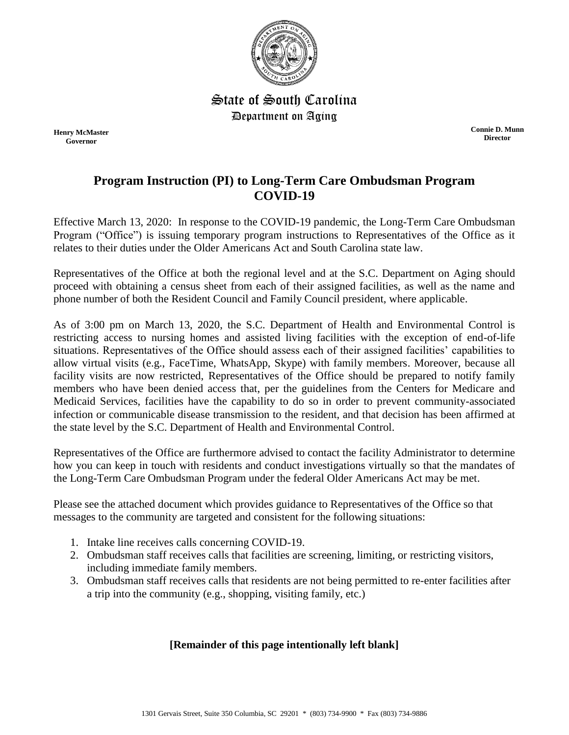State of South Carolina
Department on Aging

**Henry McMaster**
**Governor**

**Connie D. Munn**
**Director**

# Program Instruction (PI) to Long-Term Care Ombudsman Program COVID-19

Effective March 13, 2020: In response to the COVID-19 pandemic, the Long-Term Care Ombudsman Program ("Office") is issuing temporary program instructions to Representatives of the Office as it relates to their duties under the Older Americans Act and South Carolina state law.

Representatives of the Office at both the regional level and at the S.C. Department on Aging should proceed with obtaining a census sheet from each of their assigned facilities, as well as the name and phone number of both the Resident Council and Family Council president, where applicable.

As of 3:00 pm on March 13, 2020, the S.C. Department of Health and Environmental Control is restricting access to nursing homes and assisted living facilities with the exception of end-of-life situations. Representatives of the Office should assess each of their assigned facilities' capabilities to allow virtual visits (e.g., FaceTime, WhatsApp, Skype) with family members. Moreover, because all facility visits are now restricted, Representatives of the Office should be prepared to notify family members who have been denied access that, per the guidelines from the Centers for Medicare and Medicaid Services, facilities have the capability to do so in order to prevent community-associated infection or communicable disease transmission to the resident, and that decision has been affirmed at the state level by the S.C. Department of Health and Environmental Control.

Representatives of the Office are furthermore advised to contact the facility Administrator to determine how you can keep in touch with residents and conduct investigations virtually so that the mandates of the Long-Term Care Ombudsman Program under the federal Older Americans Act may be met.

Please see the attached document which provides guidance to Representatives of the Office so that messages to the community are targeted and consistent for the following situations:

1. Intake line receives calls concerning COVID-19.
2. Ombudsman staff receives calls that facilities are screening, limiting, or restricting visitors, including immediate family members.
3. Ombudsman staff receives calls that residents are not being permitted to re-enter facilities after a trip into the community (e.g., shopping, visiting family, etc.)

**[Remainder of this page intentionally left blank]**

1301 Gervais Street, Suite 350 Columbia, SC 29201 * (803) 734-9900 * Fax (803) 734-9886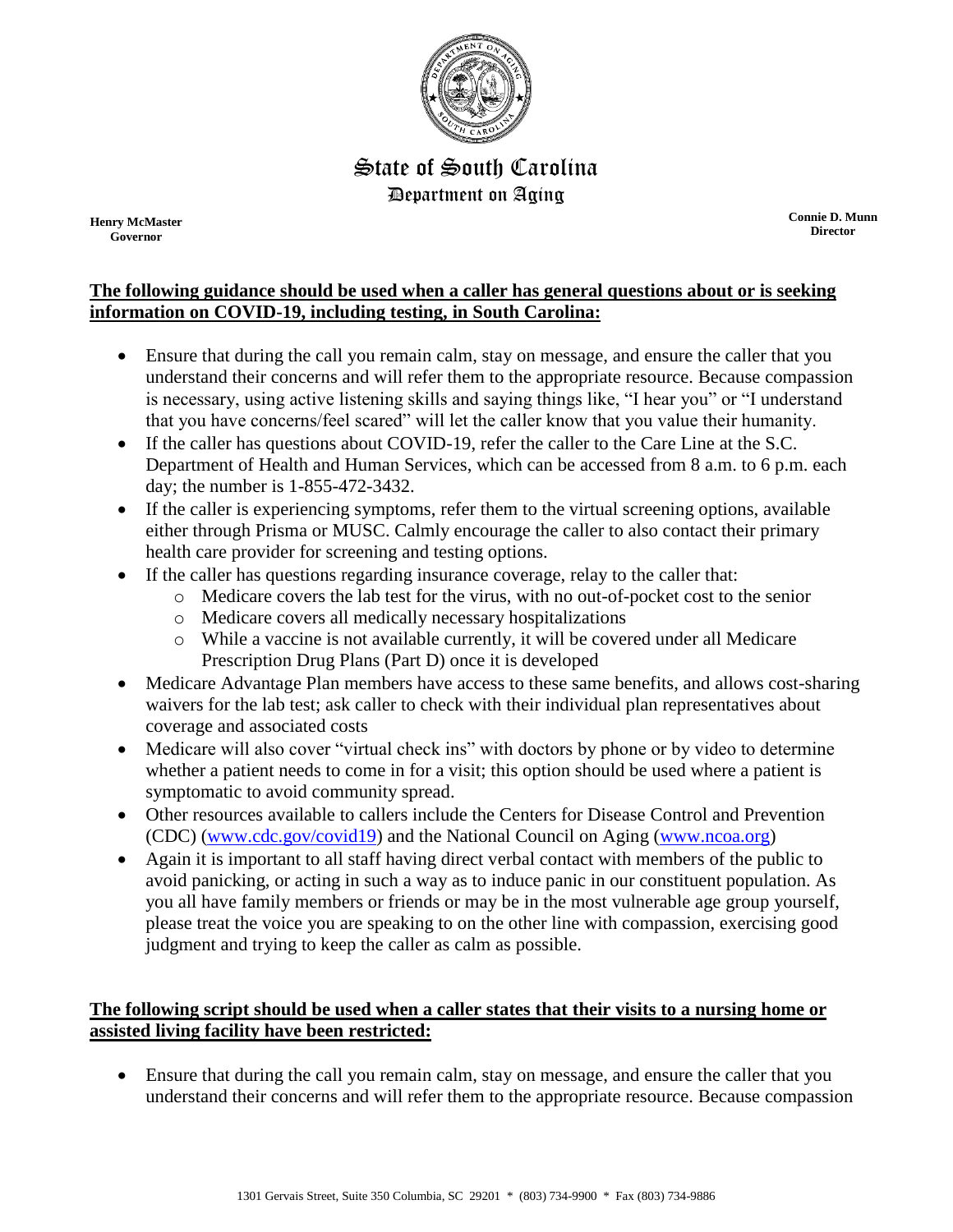# State of South Carolina
## Department on Aging

**Henry McMaster**
**Governor**

**Connie D. Munn**
**Director**

**The following guidance should be used when a caller has general questions about or is seeking information on COVID-19, including testing, in South Carolina:**

- Ensure that during the call you remain calm, stay on message, and ensure the caller that you understand their concerns and will refer them to the appropriate resource. Because compassion is necessary, using active listening skills and saying things like, "I hear you" or "I understand that you have concerns/feel scared" will let the caller know that you value their humanity.
- If the caller has questions about COVID-19, refer the caller to the Care Line at the S.C. Department of Health and Human Services, which can be accessed from 8 a.m. to 6 p.m. each day; the number is 1-855-472-3432.
- If the caller is experiencing symptoms, refer them to the virtual screening options, available either through Prisma or MUSC. Calmly encourage the caller to also contact their primary health care provider for screening and testing options.
- If the caller has questions regarding insurance coverage, relay to the caller that:
  - Medicare covers the lab test for the virus, with no out-of-pocket cost to the senior
  - Medicare covers all medically necessary hospitalizations
  - While a vaccine is not available currently, it will be covered under all Medicare Prescription Drug Plans (Part D) once it is developed
- Medicare Advantage Plan members have access to these same benefits, and allows cost-sharing waivers for the lab test; ask caller to check with their individual plan representatives about coverage and associated costs
- Medicare will also cover "virtual check ins" with doctors by phone or by video to determine whether a patient needs to come in for a visit; this option should be used where a patient is symptomatic to avoid community spread.
- Other resources available to callers include the Centers for Disease Control and Prevention (CDC) (www.cdc.gov/covid19) and the National Council on Aging (www.ncoa.org)
- Again it is important to all staff having direct verbal contact with members of the public to avoid panicking, or acting in such a way as to induce panic in our constituent population. As you all have family members or friends or may be in the most vulnerable age group yourself, please treat the voice you are speaking to on the other line with compassion, exercising good judgment and trying to keep the caller as calm as possible.

**The following script should be used when a caller states that their visits to a nursing home or assisted living facility have been restricted:**

- Ensure that during the call you remain calm, stay on message, and ensure the caller that you understand their concerns and will refer them to the appropriate resource. Because compassion

1301 Gervais Street, Suite 350 Columbia, SC 29201 * (803) 734-9900 * Fax (803) 734-9886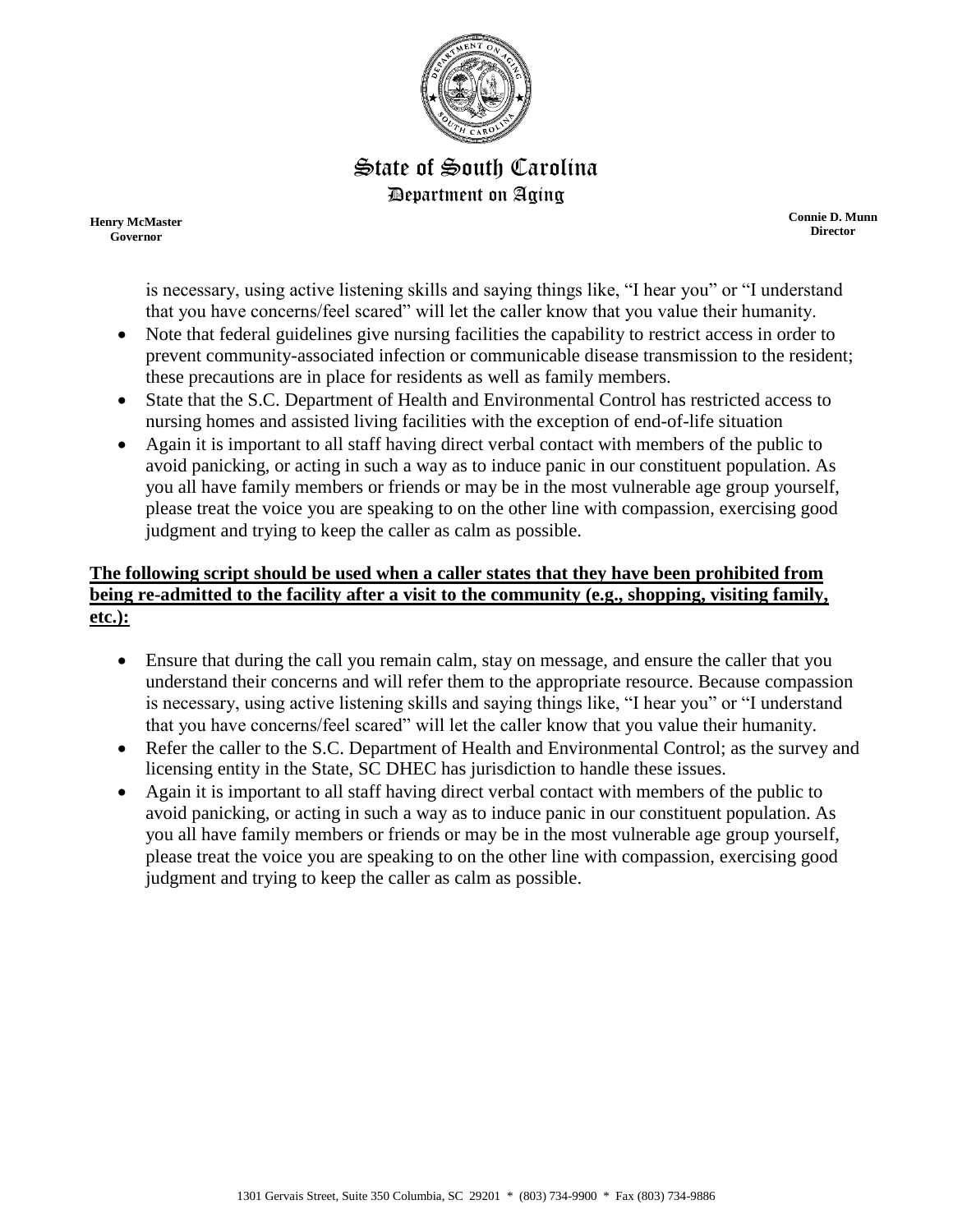State of South Carolina
Department on Aging

**Henry McMaster**
**Governor**

**Connie D. Munn**
**Director**

is necessary, using active listening skills and saying things like, "I hear you" or "I understand that you have concerns/feel scared" will let the caller know that you value their humanity.

- Note that federal guidelines give nursing facilities the capability to restrict access in order to prevent community-associated infection or communicable disease transmission to the resident; these precautions are in place for residents as well as family members.
- State that the S.C. Department of Health and Environmental Control has restricted access to nursing homes and assisted living facilities with the exception of end-of-life situation
- Again it is important to all staff having direct verbal contact with members of the public to avoid panicking, or acting in such a way as to induce panic in our constituent population. As you all have family members or friends or may be in the most vulnerable age group yourself, please treat the voice you are speaking to on the other line with compassion, exercising good judgment and trying to keep the caller as calm as possible.

**The following script should be used when a caller states that they have been prohibited from being re-admitted to the facility after a visit to the community (e.g., shopping, visiting family, etc.):**

- Ensure that during the call you remain calm, stay on message, and ensure the caller that you understand their concerns and will refer them to the appropriate resource. Because compassion is necessary, using active listening skills and saying things like, "I hear you" or "I understand that you have concerns/feel scared" will let the caller know that you value their humanity.
- Refer the caller to the S.C. Department of Health and Environmental Control; as the survey and licensing entity in the State, SC DHEC has jurisdiction to handle these issues.
- Again it is important to all staff having direct verbal contact with members of the public to avoid panicking, or acting in such a way as to induce panic in our constituent population. As you all have family members or friends or may be in the most vulnerable age group yourself, please treat the voice you are speaking to on the other line with compassion, exercising good judgment and trying to keep the caller as calm as possible.

1301 Gervais Street, Suite 350 Columbia, SC 29201 * (803) 734-9900 * Fax (803) 734-9886